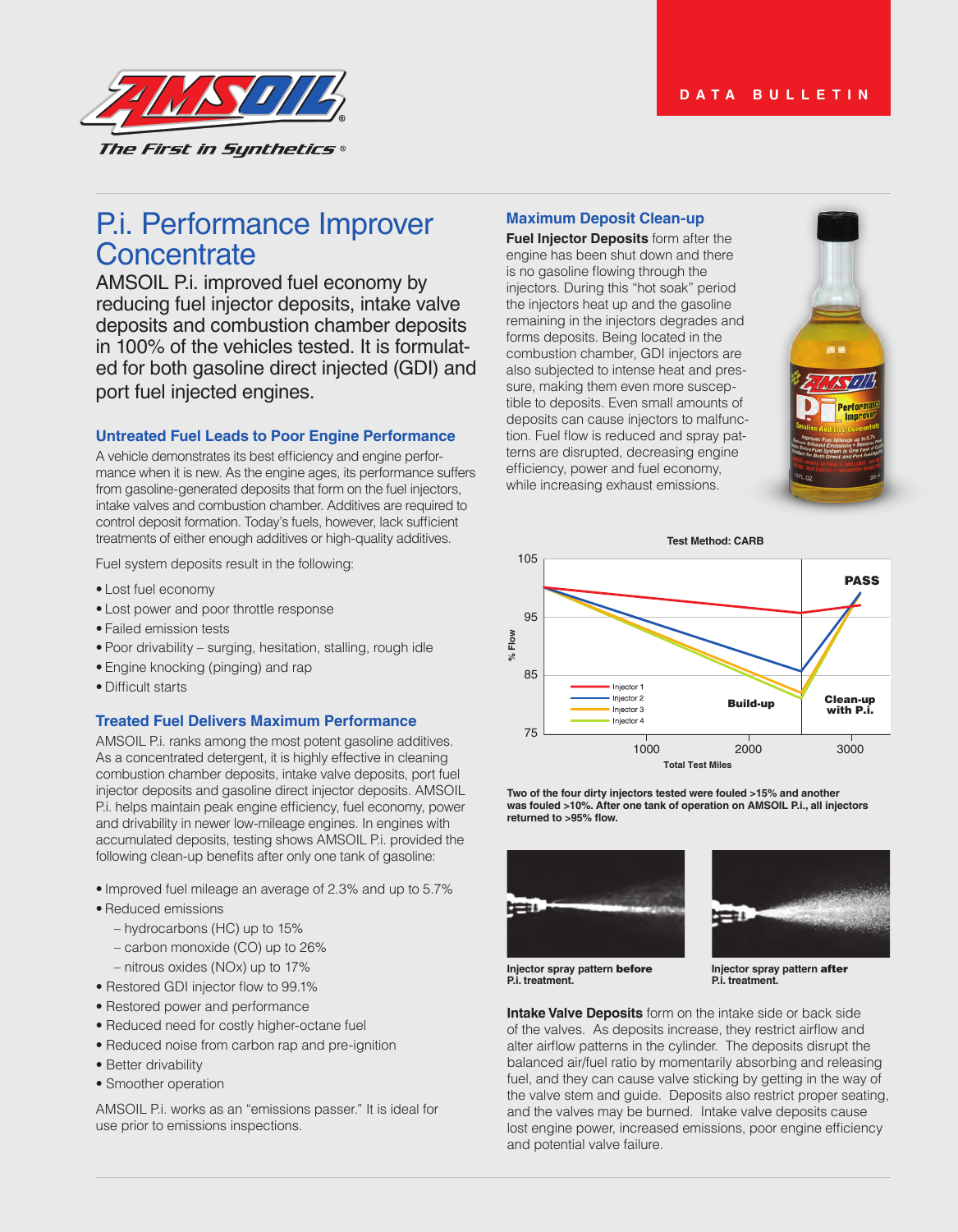DATA BULLETIN

# P.i. Performance Improver Concentrate

AMSOIL P.i. improved fuel economy by reducing fuel injector deposits, intake valve deposits and combustion chamber deposits in 100% of the vehicles tested. It is formulated for both gasoline direct injected (GDI) and port fuel injected engines.

### Untreated Fuel Leads to Poor Engine Performance

A vehicle demonstrates its best efficiency and engine performance when it is new. As the engine ages, its performance suffers from gasoline-generated deposits that form on the fuel injectors, intake valves and combustion chamber. Additives are required to control deposit formation. Today's fuels, however, lack sufficient treatments of either enough additives or high-quality additives.

Fuel system deposits result in the following:

- Lost fuel economy
- Lost power and poor throttle response
- Failed emission tests
- Poor drivability – surging, hesitation, stalling, rough idle
- Engine knocking (pinging) and rap
- Difficult starts

### Treated Fuel Delivers Maximum Performance

AMSOIL P.i. ranks among the most potent gasoline additives. As a concentrated detergent, it is highly effective in cleaning combustion chamber deposits, intake valve deposits, port fuel injector deposits and gasoline direct injector deposits. AMSOIL P.i. helps maintain peak engine efficiency, fuel economy, power and drivability in newer low-mileage engines. In engines with accumulated deposits, testing shows AMSOIL P.i. provided the following clean-up benefits after only one tank of gasoline:

- Improved fuel mileage an average of 2.3% and up to 5.7%
- Reduced emissions
  - hydrocarbons (HC) up to 15%
  - carbon monoxide (CO) up to 26%
  - nitrous oxides (NOx) up to 17%
- Restored GDI injector flow to 99.1%
- Restored power and performance
- Reduced need for costly higher-octane fuel
- Reduced noise from carbon rap and pre-ignition
- Better drivability
- Smoother operation

AMSOIL P.i. works as an "emissions passer." It is ideal for use prior to emissions inspections.

### Maximum Deposit Clean-up

**Fuel Injector Deposits** form after the engine has been shut down and there is no gasoline flowing through the injectors. During this "hot soak" period the injectors heat up and the gasoline remaining in the injectors degrades and forms deposits. Being located in the combustion chamber, GDI injectors are also subjected to intense heat and pressure, making them even more susceptible to deposits. Even small amounts of deposits can cause injectors to malfunction. Fuel flow is reduced and spray patterns are disrupted, decreasing engine efficiency, power and fuel economy, while increasing exhaust emissions.

Test Method: CARB

Chart: % Flow (75–105) vs. Total Test Miles (1000–3000) for Injectors 1–4, showing a "Build-up" phase followed by "Clean-up with P.i." and "PASS".

**Two of the four dirty injectors tested were fouled >15% and another was fouled >10%. After one tank of operation on AMSOIL P.i., all injectors returned to >95% flow.**

**Injector spray pattern before P.i. treatment.**

**Injector spray pattern after P.i. treatment.**

**Intake Valve Deposits** form on the intake side or back side of the valves. As deposits increase, they restrict airflow and alter airflow patterns in the cylinder. The deposits disrupt the balanced air/fuel ratio by momentarily absorbing and releasing fuel, and they can cause valve sticking by getting in the way of the valve stem and guide. Deposits also restrict proper seating, and the valves may be burned. Intake valve deposits cause lost engine power, increased emissions, poor engine efficiency and potential valve failure.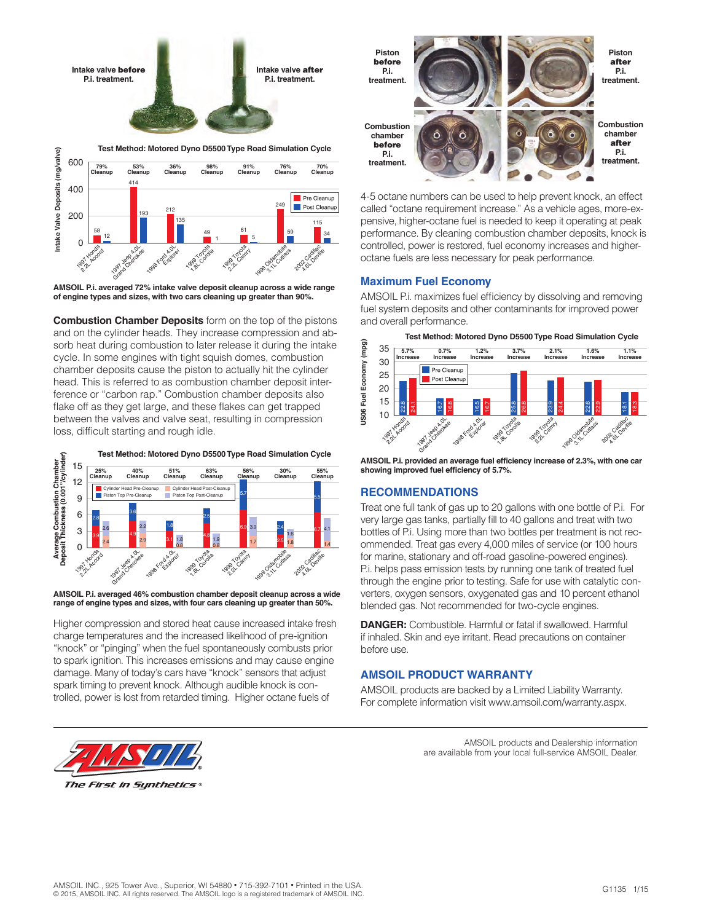Intake valve **before** P.i. treatment.

Intake valve **after** P.i. treatment.

Test Method: Motored Dyno D5500 Type Road Simulation Cycle

Intake Valve Deposits (mg/valve)

600
400
200
0

79% Cleanup
53% Cleanup
36% Cleanup
98% Cleanup
91% Cleanup
76% Cleanup
70% Cleanup

Pre Cleanup
Post Cleanup

58 12
414 193
212 135
49 1
61 5
249 59
115 34

1997 Honda 2.2L Accord
1997 Jeep 4.0L Grand Cherokee
1998 Ford 4.0L Explorer
1999 Toyota 1.8L Corolla
1999 Toyota 2.2L Camry
1999 Oldsmobile 3.1L Cutlass
2002 Cadillac 4.6L Deville

**AMSOIL P.i. averaged 72% intake valve deposit cleanup across a wide range of engine types and sizes, with two cars cleaning up greater than 90%.**

**Combustion Chamber Deposits** form on the top of the pistons and on the cylinder heads. They increase compression and absorb heat during combustion to later release it during the intake cycle. In some engines with tight squish domes, combustion chamber deposits cause the piston to actually hit the cylinder head. This is referred to as combustion chamber deposit interference or "carbon rap." Combustion chamber deposits also flake off as they get large, and these flakes can get trapped between the valves and valve seat, resulting in compression loss, difficult starting and rough idle.

Test Method: Motored Dyno D5500 Type Road Simulation Cycle

Average Combustion Chamber Deposit Thickness (0.001"/cylinder)

15
12
9
6
3
0

25% Cleanup
40% Cleanup
51% Cleanup
63% Cleanup
56% Cleanup
30% Cleanup
55% Cleanup

Cylinder Head Pre-Cleanup
Piston Top Pre-Cleanup
Cylinder Head Post-Cleanup
Piston Top Post-Cleanup

2.8 3.9 2.6 2.4
3.6 4.9 2.2 2.9
1.8 3.1 1.8 0.8
2.5 4.8 1.9 0.8
5.7 6.9 3.9 1.7
2.4 2.5 1.6 1.8
5.5 6.7 4.1 1.4

1997 Honda 2.2L Accord
1997 Jeep 4.0L Grand Cherokee
1998 Ford 4.0L Explorer
1999 Toyota 1.8L Corolla
1999 Toyota 2.2L Camry
1999 Oldsmobile 3.1L Cutlass
2002 Cadillac 4.6L Deville

**AMSOIL P.i. averaged 46% combustion chamber deposit cleanup across a wide range of engine types and sizes, with four cars cleaning up greater than 50%.**

Higher compression and stored heat cause increased intake fresh charge temperatures and the increased likelihood of pre-ignition "knock" or "pinging" when the fuel spontaneously combusts prior to spark ignition. This increases emissions and may cause engine damage. Many of today's cars have "knock" sensors that adjust spark timing to prevent knock. Although audible knock is controlled, power is lost from retarded timing. Higher octane fuels of 4-5 octane numbers can be used to help prevent knock, an effect called "octane requirement increase." As a vehicle ages, more-expensive, higher-octane fuel is needed to keep it operating at peak performance. By cleaning combustion chamber deposits, knock is controlled, power is restored, fuel economy increases and higher-octane fuels are less necessary for peak performance.

Piston **before** P.i. treatment.

Piston **after** P.i. treatment.

Combustion chamber **before** P.i. treatment.

Combustion chamber **after** P.i. treatment.

## Maximum Fuel Economy

AMSOIL P.i. maximizes fuel efficiency by dissolving and removing fuel system deposits and other contaminants for improved power and overall performance.

Test Method: Motored Dyno D5500 Type Road Simulation Cycle

US06 Fuel Economy (mpg)

35
30
25
20
15
10

5.7% Increase
0.7% Increase
1.2% Increase
3.7% Increase
2.1% Increase
1.6% Increase
1.1% Increase

Pre Cleanup
Post Cleanup

22.8 24.1
16.7 16.8
16.5 16.7
25.8 26.8
23.9 24.4
22.6 22.9
18.1 18.3

1997 Honda 2.2L Accord
1997 Jeep 4.0L Grand Cherokee
1998 Ford 4.0L Explorer
1999 Toyota 1.8L Corolla
1999 Toyota 2.2L Camry
1999 Oldsmobile 3.1L Cutlass
2002 Cadillac 4.6L Deville

**AMSOIL P.i. provided an average fuel efficiency increase of 2.3%, with one car showing improved fuel efficiency of 5.7%.**

## RECOMMENDATIONS

Treat one full tank of gas up to 20 gallons with one bottle of P.i. For very large gas tanks, partially fill to 40 gallons and treat with two bottles of P.i. Using more than two bottles per treatment is not recommended. Treat gas every 4,000 miles of service (or 100 hours for marine, stationary and off-road gasoline-powered engines). P.i. helps pass emission tests by running one tank of treated fuel through the engine prior to testing. Safe for use with catalytic converters, oxygen sensors, oxygenated gas and 10 percent ethanol blended gas. Not recommended for two-cycle engines.

**DANGER:** Combustible. Harmful or fatal if swallowed. Harmful if inhaled. Skin and eye irritant. Read precautions on container before use.

## AMSOIL PRODUCT WARRANTY

AMSOIL products are backed by a Limited Liability Warranty. For complete information visit www.amsoil.com/warranty.aspx.

AMSOIL

*The First in Synthetics®*

AMSOIL products and Dealership information are available from your local full-service AMSOIL Dealer.

AMSOIL INC., 925 Tower Ave., Superior, WI 54880 • 715-392-7101 • Printed in the USA.
© 2015, AMSOIL INC. All rights reserved. The AMSOIL logo is a registered trademark of AMSOIL INC.

G1135 1/15